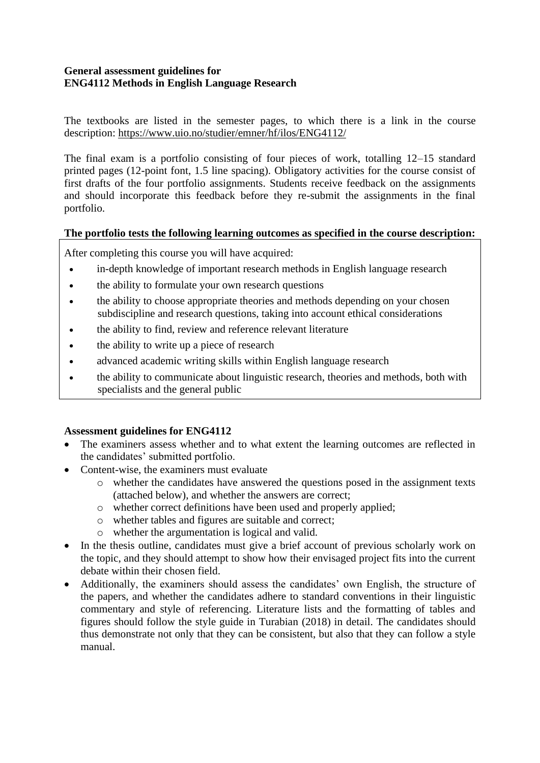**General assessment guidelines for**
**ENG4112 Methods in English Language Research**

The textbooks are listed in the semester pages, to which there is a link in the course description: https://www.uio.no/studier/emner/hf/ilos/ENG4112/

The final exam is a portfolio consisting of four pieces of work, totalling 12–15 standard printed pages (12-point font, 1.5 line spacing). Obligatory activities for the course consist of first drafts of the four portfolio assignments. Students receive feedback on the assignments and should incorporate this feedback before they re-submit the assignments in the final portfolio.

**The portfolio tests the following learning outcomes as specified in the course description:**

After completing this course you will have acquired:

- in-depth knowledge of important research methods in English language research
- the ability to formulate your own research questions
- the ability to choose appropriate theories and methods depending on your chosen subdiscipline and research questions, taking into account ethical considerations
- the ability to find, review and reference relevant literature
- the ability to write up a piece of research
- advanced academic writing skills within English language research
- the ability to communicate about linguistic research, theories and methods, both with specialists and the general public

**Assessment guidelines for ENG4112**

- The examiners assess whether and to what extent the learning outcomes are reflected in the candidates' submitted portfolio.
- Content-wise, the examiners must evaluate
    - whether the candidates have answered the questions posed in the assignment texts (attached below), and whether the answers are correct;
    - whether correct definitions have been used and properly applied;
    - whether tables and figures are suitable and correct;
    - whether the argumentation is logical and valid.
- In the thesis outline, candidates must give a brief account of previous scholarly work on the topic, and they should attempt to show how their envisaged project fits into the current debate within their chosen field.
- Additionally, the examiners should assess the candidates' own English, the structure of the papers, and whether the candidates adhere to standard conventions in their linguistic commentary and style of referencing. Literature lists and the formatting of tables and figures should follow the style guide in Turabian (2018) in detail. The candidates should thus demonstrate not only that they can be consistent, but also that they can follow a style manual.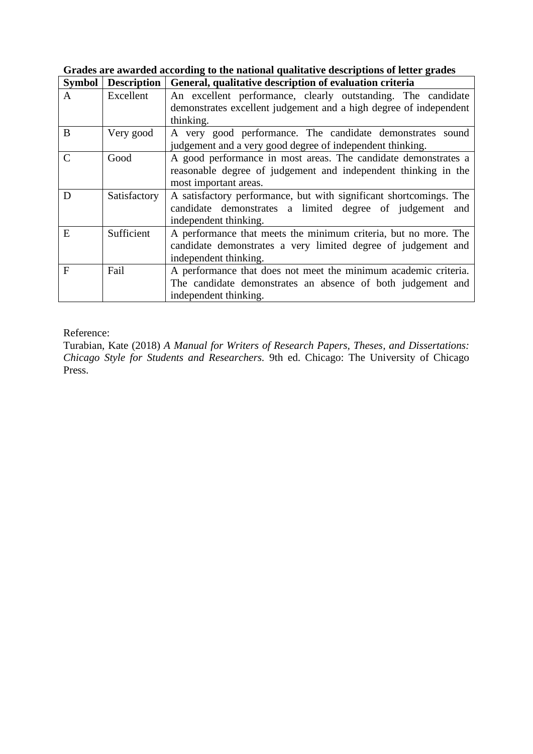**Grades are awarded according to the national qualitative descriptions of letter grades**

| Symbol | Description | General, qualitative description of evaluation criteria |
|---|---|---|
| A | Excellent | An excellent performance, clearly outstanding. The candidate demonstrates excellent judgement and a high degree of independent thinking. |
| B | Very good | A very good performance. The candidate demonstrates sound judgement and a very good degree of independent thinking. |
| C | Good | A good performance in most areas. The candidate demonstrates a reasonable degree of judgement and independent thinking in the most important areas. |
| D | Satisfactory | A satisfactory performance, but with significant shortcomings. The candidate demonstrates a limited degree of judgement and independent thinking. |
| E | Sufficient | A performance that meets the minimum criteria, but no more. The candidate demonstrates a very limited degree of judgement and independent thinking. |
| F | Fail | A performance that does not meet the minimum academic criteria. The candidate demonstrates an absence of both judgement and independent thinking. |

Reference:
Turabian, Kate (2018) *A Manual for Writers of Research Papers, Theses, and Dissertations: Chicago Style for Students and Researchers.* 9th ed. Chicago: The University of Chicago Press.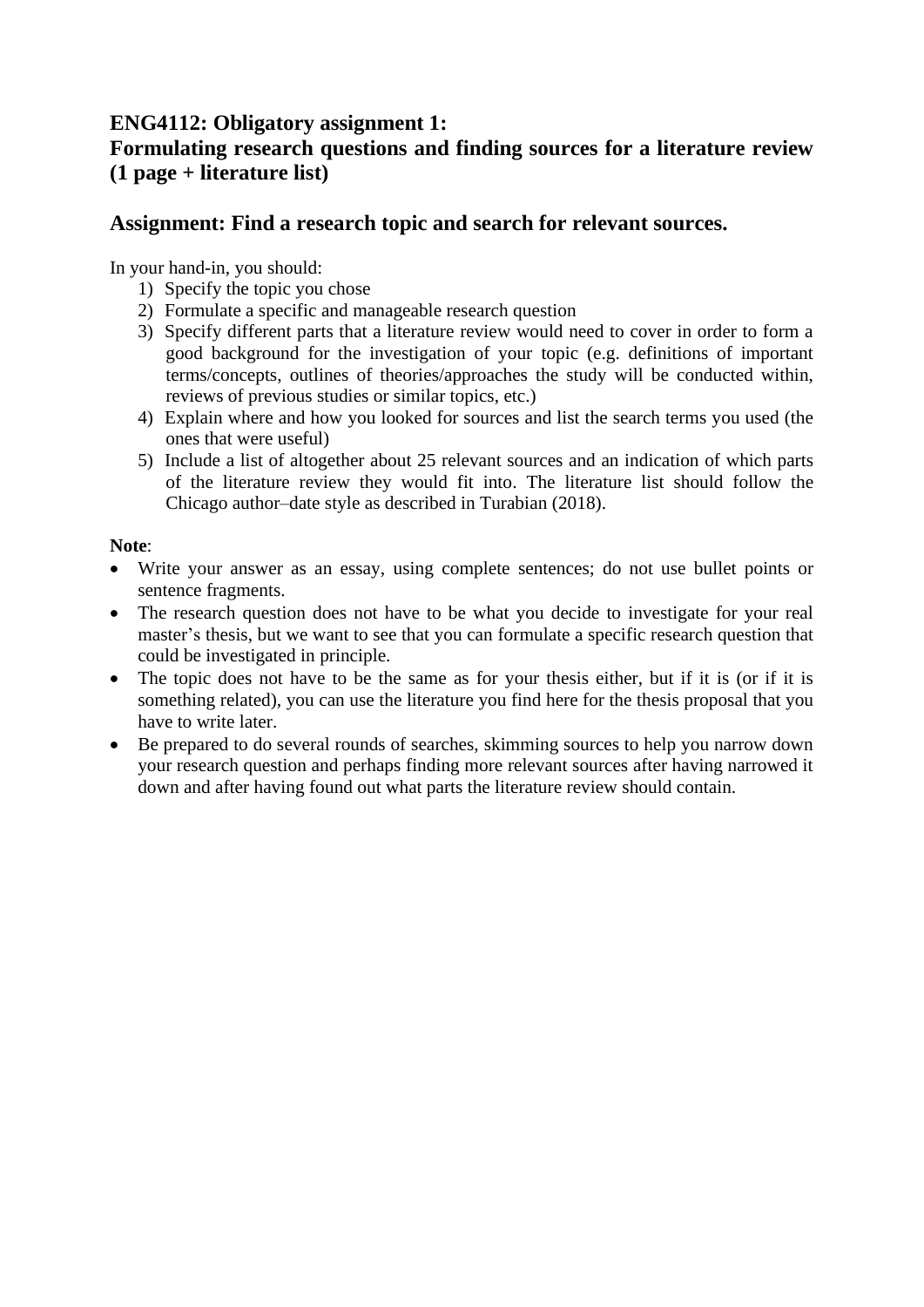## ENG4112: Obligatory assignment 1:
## Formulating research questions and finding sources for a literature review (1 page + literature list)

## Assignment: Find a research topic and search for relevant sources.

In your hand-in, you should:

1) Specify the topic you chose
2) Formulate a specific and manageable research question
3) Specify different parts that a literature review would need to cover in order to form a good background for the investigation of your topic (e.g. definitions of important terms/concepts, outlines of theories/approaches the study will be conducted within, reviews of previous studies or similar topics, etc.)
4) Explain where and how you looked for sources and list the search terms you used (the ones that were useful)
5) Include a list of altogether about 25 relevant sources and an indication of which parts of the literature review they would fit into. The literature list should follow the Chicago author–date style as described in Turabian (2018).

**Note**:

- Write your answer as an essay, using complete sentences; do not use bullet points or sentence fragments.
- The research question does not have to be what you decide to investigate for your real master's thesis, but we want to see that you can formulate a specific research question that could be investigated in principle.
- The topic does not have to be the same as for your thesis either, but if it is (or if it is something related), you can use the literature you find here for the thesis proposal that you have to write later.
- Be prepared to do several rounds of searches, skimming sources to help you narrow down your research question and perhaps finding more relevant sources after having narrowed it down and after having found out what parts the literature review should contain.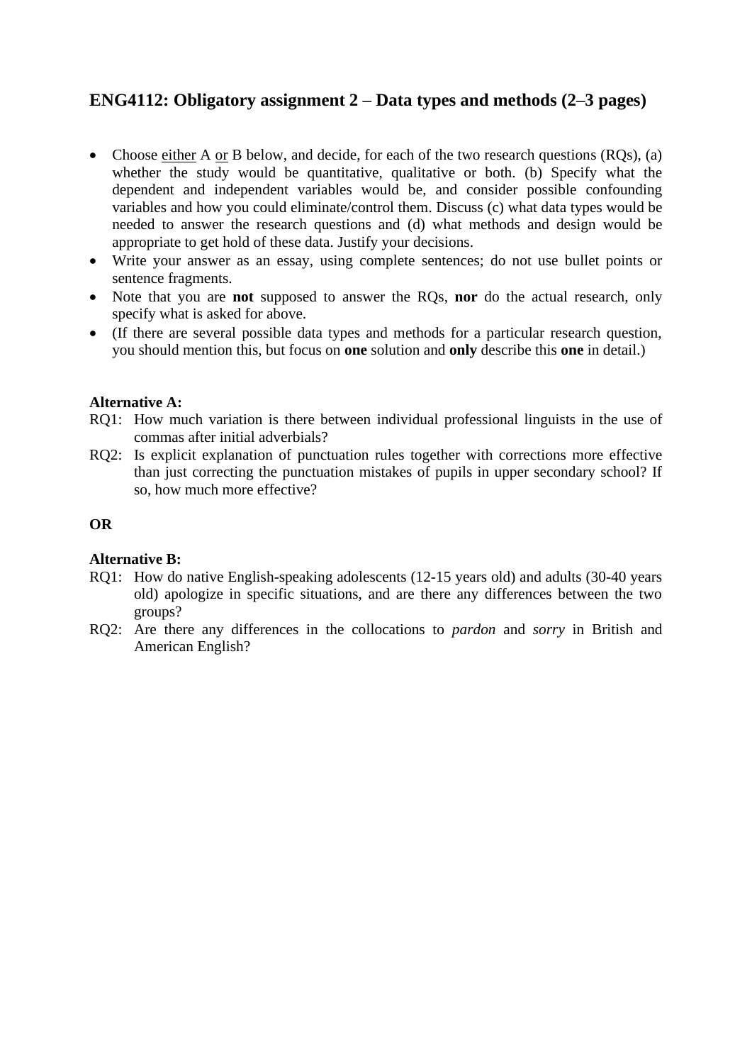## ENG4112: Obligatory assignment 2 – Data types and methods (2–3 pages)

- Choose <u>either</u> A <u>or</u> B below, and decide, for each of the two research questions (RQs), (a) whether the study would be quantitative, qualitative or both. (b) Specify what the dependent and independent variables would be, and consider possible confounding variables and how you could eliminate/control them. Discuss (c) what data types would be needed to answer the research questions and (d) what methods and design would be appropriate to get hold of these data. Justify your decisions.
- Write your answer as an essay, using complete sentences; do not use bullet points or sentence fragments.
- Note that you are **not** supposed to answer the RQs, **nor** do the actual research, only specify what is asked for above.
- (If there are several possible data types and methods for a particular research question, you should mention this, but focus on **one** solution and **only** describe this **one** in detail.)

**Alternative A:**

RQ1: How much variation is there between individual professional linguists in the use of commas after initial adverbials?

RQ2: Is explicit explanation of punctuation rules together with corrections more effective than just correcting the punctuation mistakes of pupils in upper secondary school? If so, how much more effective?

**OR**

**Alternative B:**

RQ1: How do native English-speaking adolescents (12-15 years old) and adults (30-40 years old) apologize in specific situations, and are there any differences between the two groups?

RQ2: Are there any differences in the collocations to *pardon* and *sorry* in British and American English?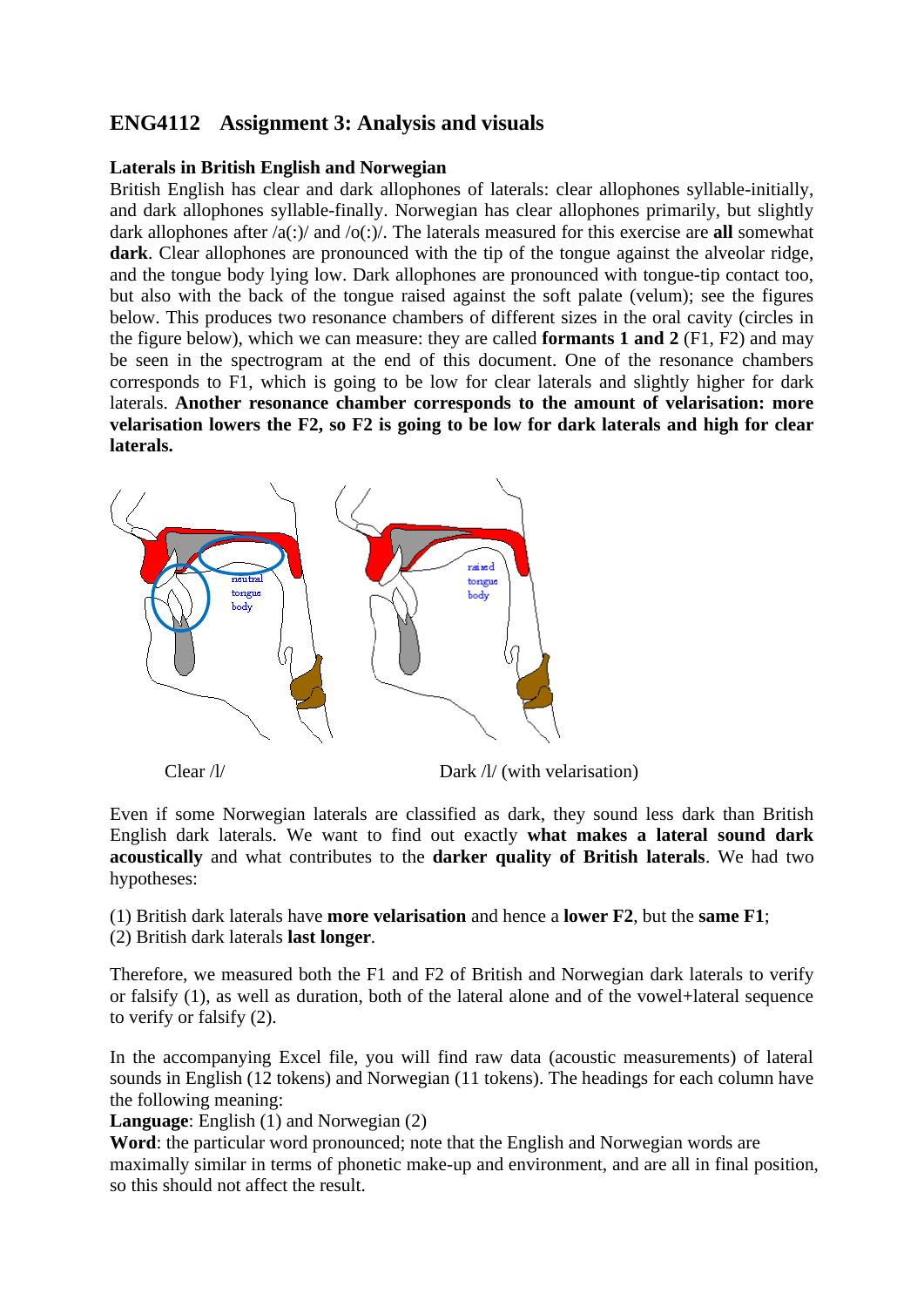## ENG4112 Assignment 3: Analysis and visuals

**Laterals in British English and Norwegian**

British English has clear and dark allophones of laterals: clear allophones syllable-initially, and dark allophones syllable-finally. Norwegian has clear allophones primarily, but slightly dark allophones after /a(:)/ and /o(:)/. The laterals measured for this exercise are **all** somewhat **dark**. Clear allophones are pronounced with the tip of the tongue against the alveolar ridge, and the tongue body lying low. Dark allophones are pronounced with tongue-tip contact too, but also with the back of the tongue raised against the soft palate (velum); see the figures below. This produces two resonance chambers of different sizes in the oral cavity (circles in the figure below), which we can measure: they are called **formants 1 and 2** (F1, F2) and may be seen in the spectrogram at the end of this document. One of the resonance chambers corresponds to F1, which is going to be low for clear laterals and slightly higher for dark laterals. **Another resonance chamber corresponds to the amount of velarisation: more velarisation lowers the F2, so F2 is going to be low for dark laterals and high for clear laterals.**

Clear /l/ Dark /l/ (with velarisation)

Even if some Norwegian laterals are classified as dark, they sound less dark than British English dark laterals. We want to find out exactly **what makes a lateral sound dark acoustically** and what contributes to the **darker quality of British laterals**. We had two hypotheses:

(1) British dark laterals have **more velarisation** and hence a **lower F2**, but the **same F1**;
(2) British dark laterals **last longer**.

Therefore, we measured both the F1 and F2 of British and Norwegian dark laterals to verify or falsify (1), as well as duration, both of the lateral alone and of the vowel+lateral sequence to verify or falsify (2).

In the accompanying Excel file, you will find raw data (acoustic measurements) of lateral sounds in English (12 tokens) and Norwegian (11 tokens). The headings for each column have the following meaning:
**Language**: English (1) and Norwegian (2)
**Word**: the particular word pronounced; note that the English and Norwegian words are maximally similar in terms of phonetic make-up and environment, and are all in final position, so this should not affect the result.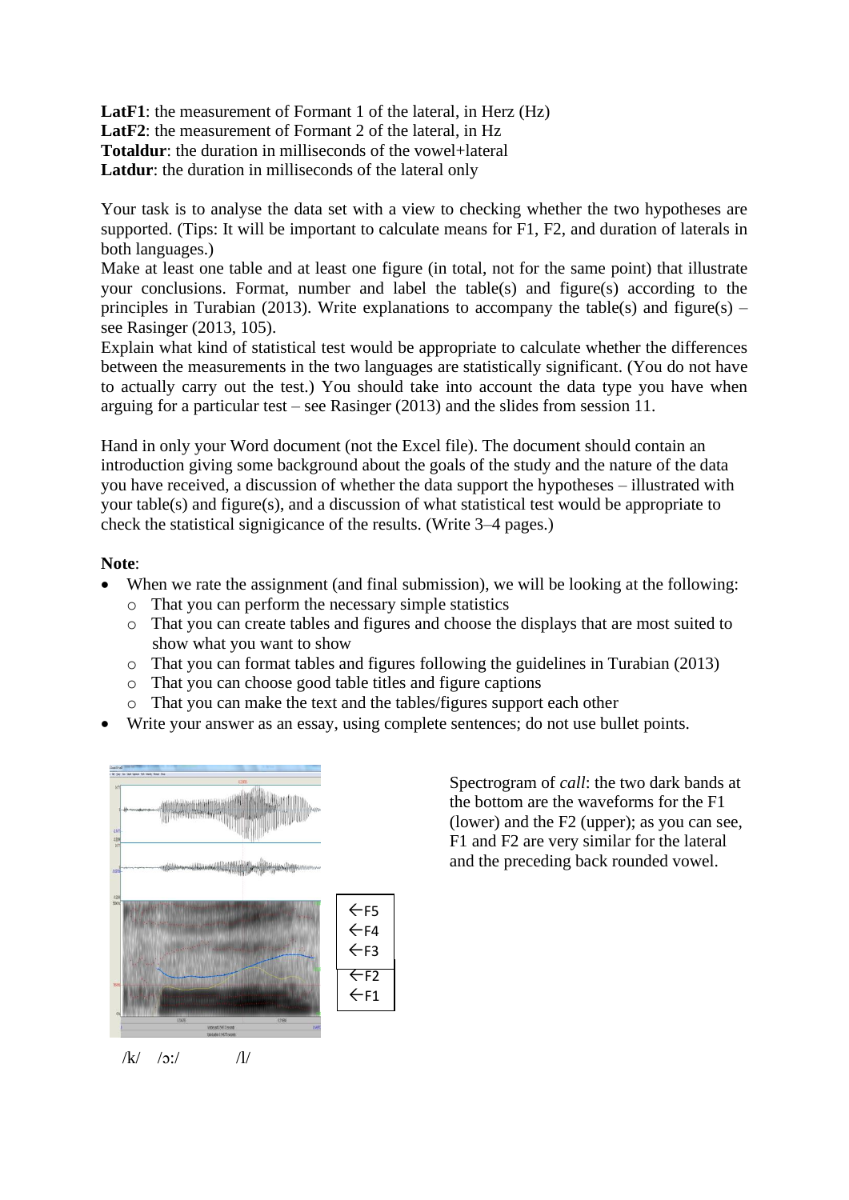**LatF1**: the measurement of Formant 1 of the lateral, in Herz (Hz)
**LatF2**: the measurement of Formant 2 of the lateral, in Hz
**Totaldur**: the duration in milliseconds of the vowel+lateral
**Latdur**: the duration in milliseconds of the lateral only

Your task is to analyse the data set with a view to checking whether the two hypotheses are supported. (Tips: It will be important to calculate means for F1, F2, and duration of laterals in both languages.)

Make at least one table and at least one figure (in total, not for the same point) that illustrate your conclusions. Format, number and label the table(s) and figure(s) according to the principles in Turabian (2013). Write explanations to accompany the table(s) and figure(s) – see Rasinger (2013, 105).

Explain what kind of statistical test would be appropriate to calculate whether the differences between the measurements in the two languages are statistically significant. (You do not have to actually carry out the test.) You should take into account the data type you have when arguing for a particular test – see Rasinger (2013) and the slides from session 11.

Hand in only your Word document (not the Excel file). The document should contain an introduction giving some background about the goals of the study and the nature of the data you have received, a discussion of whether the data support the hypotheses – illustrated with your table(s) and figure(s), and a discussion of what statistical test would be appropriate to check the statistical signigicance of the results. (Write 3–4 pages.)

**Note**:

- When we rate the assignment (and final submission), we will be looking at the following:
  - That you can perform the necessary simple statistics
  - That you can create tables and figures and choose the displays that are most suited to show what you want to show
  - That you can format tables and figures following the guidelines in Turabian (2013)
  - That you can choose good table titles and figure captions
  - That you can make the text and the tables/figures support each other
- Write your answer as an essay, using complete sentences; do not use bullet points.

←F5
←F4
←F3
←F2
←F1

/k/ /ɔː/ /l/

Spectrogram of *call*: the two dark bands at the bottom are the waveforms for the F1 (lower) and the F2 (upper); as you can see, F1 and F2 are very similar for the lateral and the preceding back rounded vowel.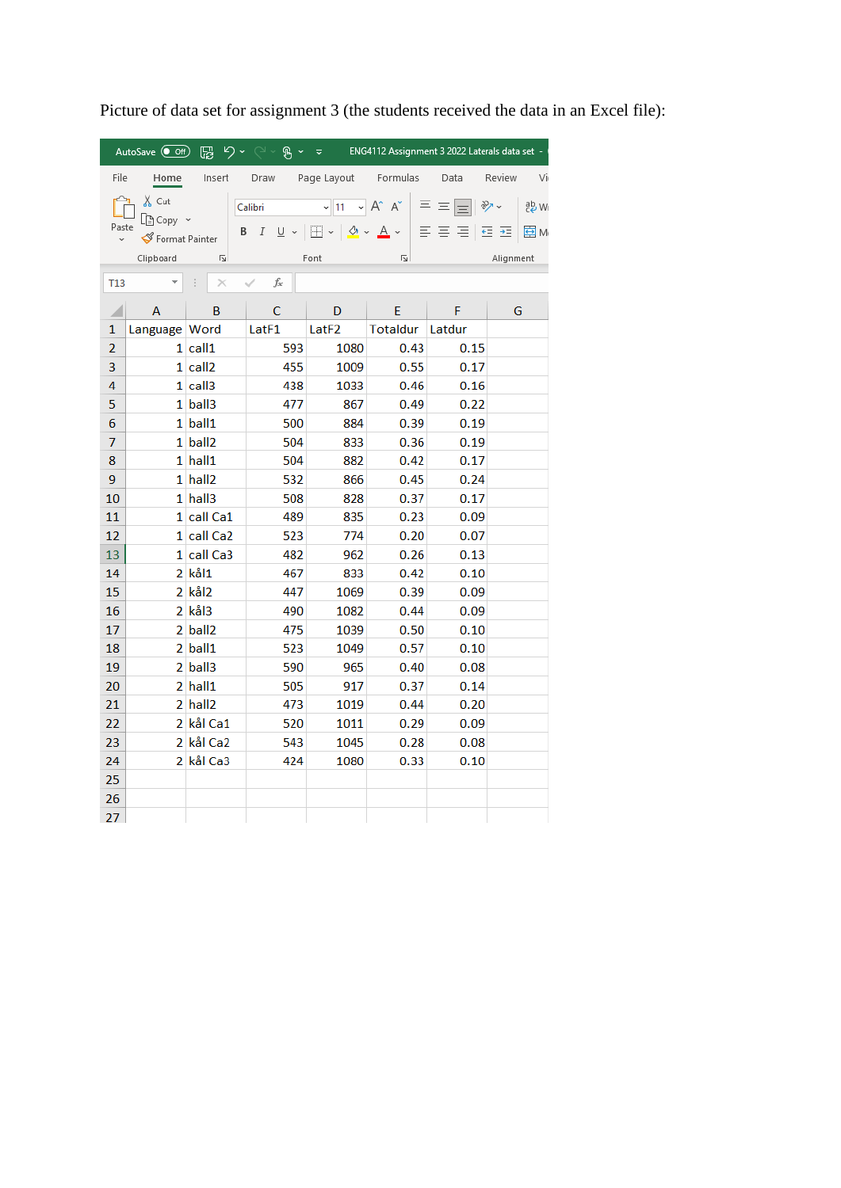Picture of data set for assignment 3 (the students received the data in an Excel file):

| Language | Word | LatF1 | LatF2 | Totaldur | Latdur |
|---|---|---|---|---|---|
| 1 | call1 | 593 | 1080 | 0.43 | 0.15 |
| 1 | call2 | 455 | 1009 | 0.55 | 0.17 |
| 1 | call3 | 438 | 1033 | 0.46 | 0.16 |
| 1 | ball3 | 477 | 867 | 0.49 | 0.22 |
| 1 | ball1 | 500 | 884 | 0.39 | 0.19 |
| 1 | ball2 | 504 | 833 | 0.36 | 0.19 |
| 1 | hall1 | 504 | 882 | 0.42 | 0.17 |
| 1 | hall2 | 532 | 866 | 0.45 | 0.24 |
| 1 | hall3 | 508 | 828 | 0.37 | 0.17 |
| 1 | call Ca1 | 489 | 835 | 0.23 | 0.09 |
| 1 | call Ca2 | 523 | 774 | 0.20 | 0.07 |
| 1 | call Ca3 | 482 | 962 | 0.26 | 0.13 |
| 2 | kål1 | 467 | 833 | 0.42 | 0.10 |
| 2 | kål2 | 447 | 1069 | 0.39 | 0.09 |
| 2 | kål3 | 490 | 1082 | 0.44 | 0.09 |
| 2 | ball2 | 475 | 1039 | 0.50 | 0.10 |
| 2 | ball1 | 523 | 1049 | 0.57 | 0.10 |
| 2 | ball3 | 590 | 965 | 0.40 | 0.08 |
| 2 | hall1 | 505 | 917 | 0.37 | 0.14 |
| 2 | hall2 | 473 | 1019 | 0.44 | 0.20 |
| 2 | kål Ca1 | 520 | 1011 | 0.29 | 0.09 |
| 2 | kål Ca2 | 543 | 1045 | 0.28 | 0.08 |
| 2 | kål Ca3 | 424 | 1080 | 0.33 | 0.10 |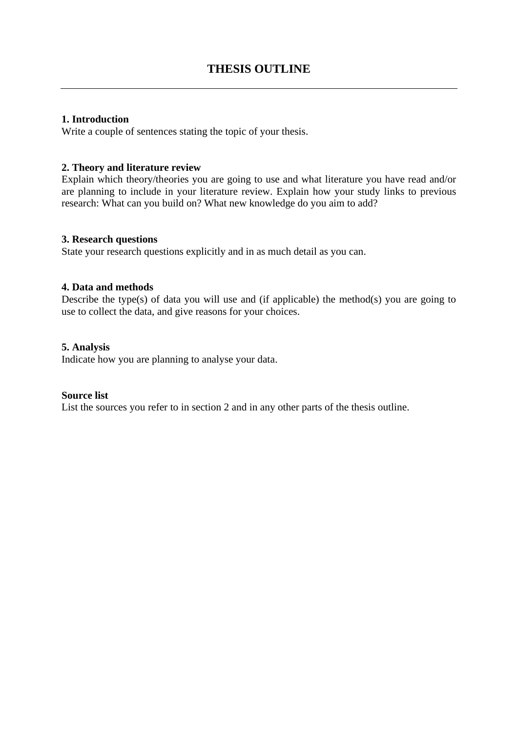# THESIS OUTLINE

---

### 1. Introduction

Write a couple of sentences stating the topic of your thesis.

### 2. Theory and literature review

Explain which theory/theories you are going to use and what literature you have read and/or are planning to include in your literature review. Explain how your study links to previous research: What can you build on? What new knowledge do you aim to add?

### 3. Research questions

State your research questions explicitly and in as much detail as you can.

### 4. Data and methods

Describe the type(s) of data you will use and (if applicable) the method(s) you are going to use to collect the data, and give reasons for your choices.

### 5. Analysis

Indicate how you are planning to analyse your data.

### Source list

List the sources you refer to in section 2 and in any other parts of the thesis outline.